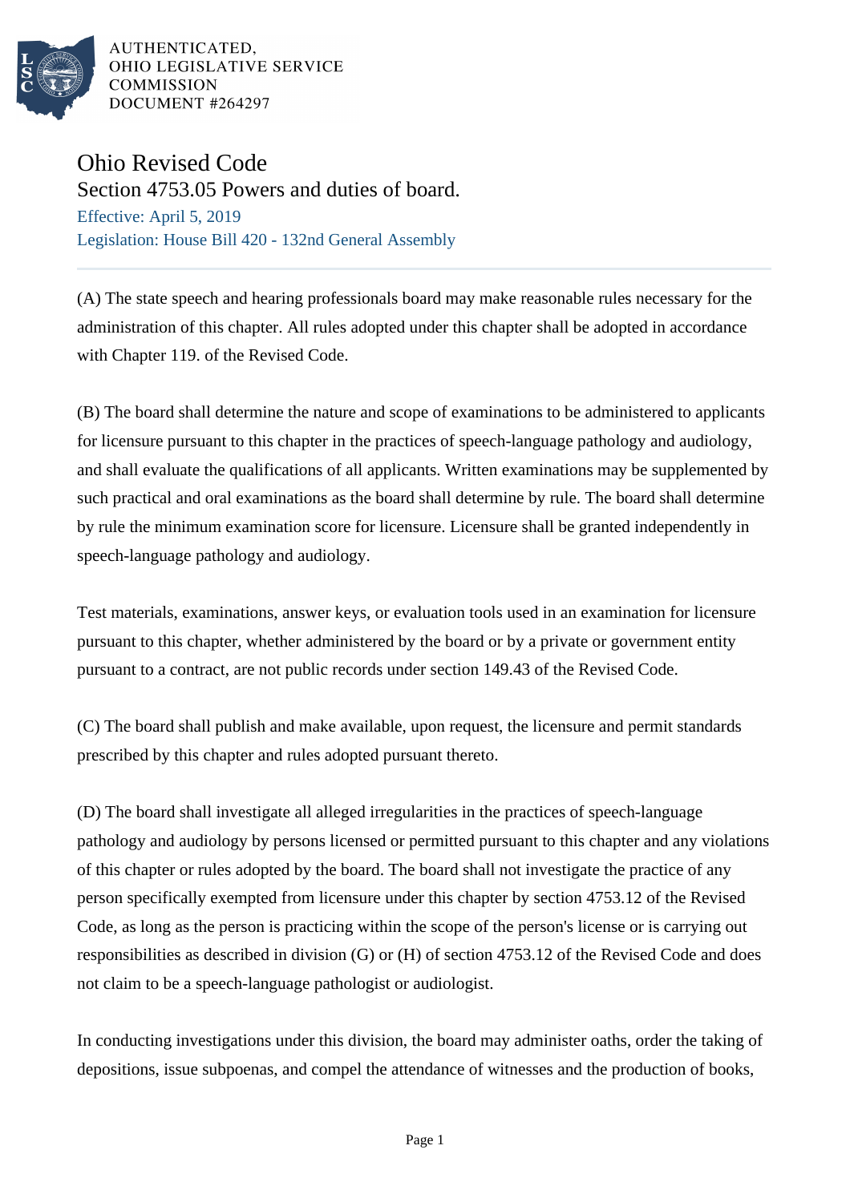AUTHENTICATED,
OHIO LEGISLATIVE SERVICE
COMMISSION
DOCUMENT #264297

# Ohio Revised Code

## Section 4753.05 Powers and duties of board.

Effective: April 5, 2019

Legislation: House Bill 420 - 132nd General Assembly

(A) The state speech and hearing professionals board may make reasonable rules necessary for the administration of this chapter. All rules adopted under this chapter shall be adopted in accordance with Chapter 119. of the Revised Code.

(B) The board shall determine the nature and scope of examinations to be administered to applicants for licensure pursuant to this chapter in the practices of speech-language pathology and audiology, and shall evaluate the qualifications of all applicants. Written examinations may be supplemented by such practical and oral examinations as the board shall determine by rule. The board shall determine by rule the minimum examination score for licensure. Licensure shall be granted independently in speech-language pathology and audiology.

Test materials, examinations, answer keys, or evaluation tools used in an examination for licensure pursuant to this chapter, whether administered by the board or by a private or government entity pursuant to a contract, are not public records under section 149.43 of the Revised Code.

(C) The board shall publish and make available, upon request, the licensure and permit standards prescribed by this chapter and rules adopted pursuant thereto.

(D) The board shall investigate all alleged irregularities in the practices of speech-language pathology and audiology by persons licensed or permitted pursuant to this chapter and any violations of this chapter or rules adopted by the board. The board shall not investigate the practice of any person specifically exempted from licensure under this chapter by section 4753.12 of the Revised Code, as long as the person is practicing within the scope of the person's license or is carrying out responsibilities as described in division (G) or (H) of section 4753.12 of the Revised Code and does not claim to be a speech-language pathologist or audiologist.

In conducting investigations under this division, the board may administer oaths, order the taking of depositions, issue subpoenas, and compel the attendance of witnesses and the production of books,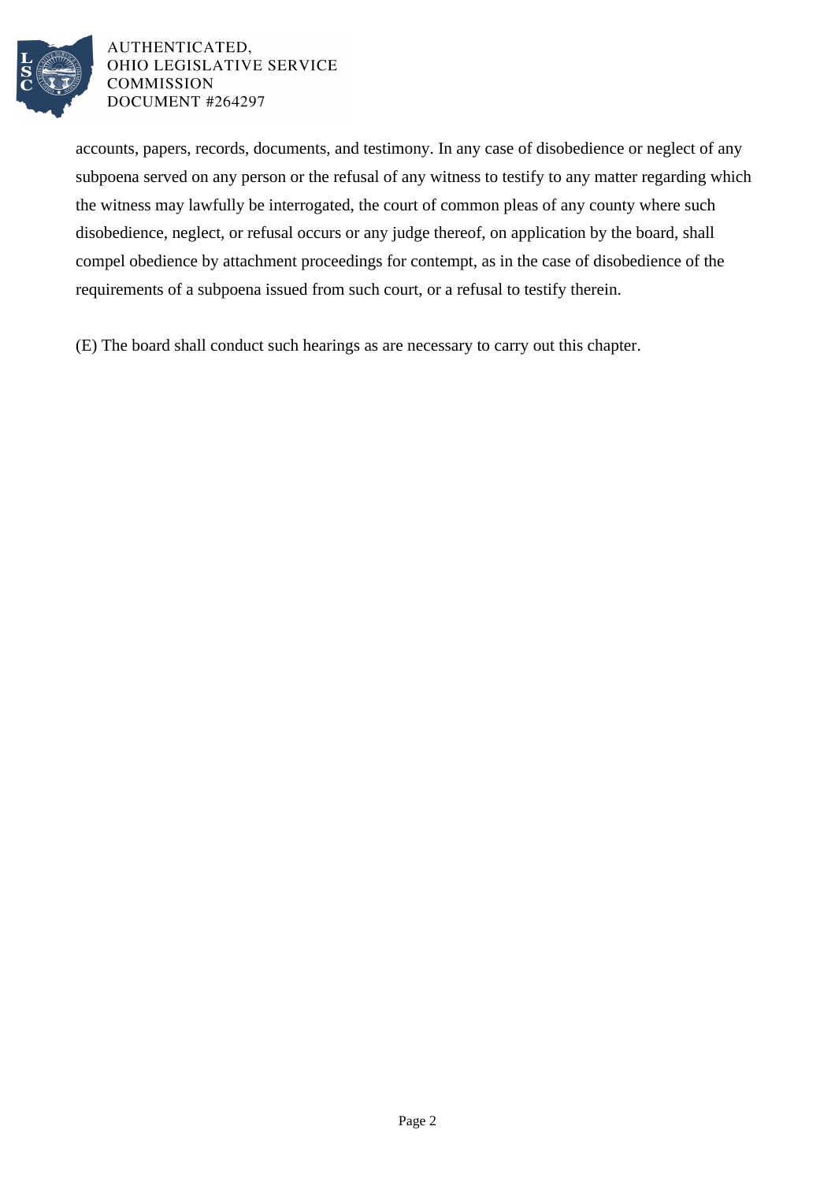accounts, papers, records, documents, and testimony. In any case of disobedience or neglect of any subpoena served on any person or the refusal of any witness to testify to any matter regarding which the witness may lawfully be interrogated, the court of common pleas of any county where such disobedience, neglect, or refusal occurs or any judge thereof, on application by the board, shall compel obedience by attachment proceedings for contempt, as in the case of disobedience of the requirements of a subpoena issued from such court, or a refusal to testify therein.

(E) The board shall conduct such hearings as are necessary to carry out this chapter.